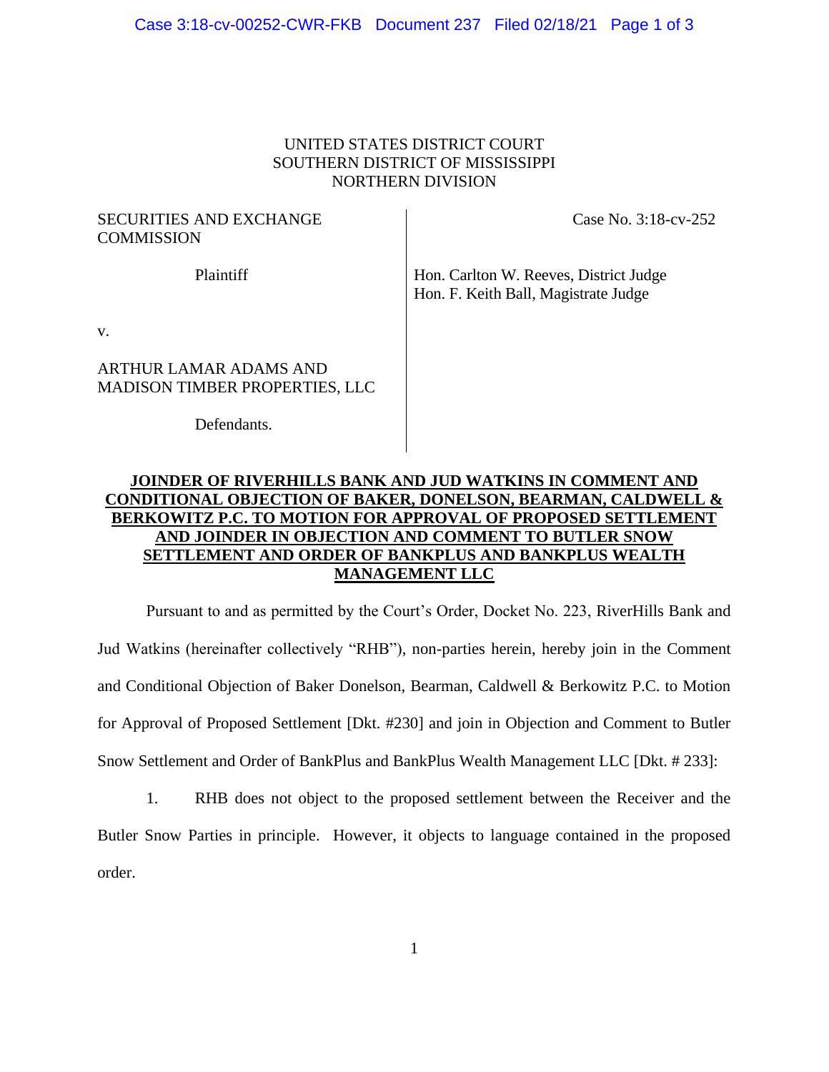UNITED STATES DISTRICT COURT
SOUTHERN DISTRICT OF MISSISSIPPI
NORTHERN DIVISION

SECURITIES AND EXCHANGE COMMISSION

Plaintiff

v.

ARTHUR LAMAR ADAMS AND MADISON TIMBER PROPERTIES, LLC

Defendants.

Case No. 3:18-cv-252

Hon. Carlton W. Reeves, District Judge
Hon. F. Keith Ball, Magistrate Judge

**JOINDER OF RIVERHILLS BANK AND JUD WATKINS IN COMMENT AND CONDITIONAL OBJECTION OF BAKER, DONELSON, BEARMAN, CALDWELL & BERKOWITZ P.C. TO MOTION FOR APPROVAL OF PROPOSED SETTLEMENT AND JOINDER IN OBJECTION AND COMMENT TO BUTLER SNOW SETTLEMENT AND ORDER OF BANKPLUS AND BANKPLUS WEALTH MANAGEMENT LLC**

Pursuant to and as permitted by the Court's Order, Docket No. 223, RiverHills Bank and Jud Watkins (hereinafter collectively "RHB"), non-parties herein, hereby join in the Comment and Conditional Objection of Baker Donelson, Bearman, Caldwell & Berkowitz P.C. to Motion for Approval of Proposed Settlement [Dkt. #230] and join in Objection and Comment to Butler Snow Settlement and Order of BankPlus and BankPlus Wealth Management LLC [Dkt. # 233]:

1. RHB does not object to the proposed settlement between the Receiver and the Butler Snow Parties in principle. However, it objects to language contained in the proposed order.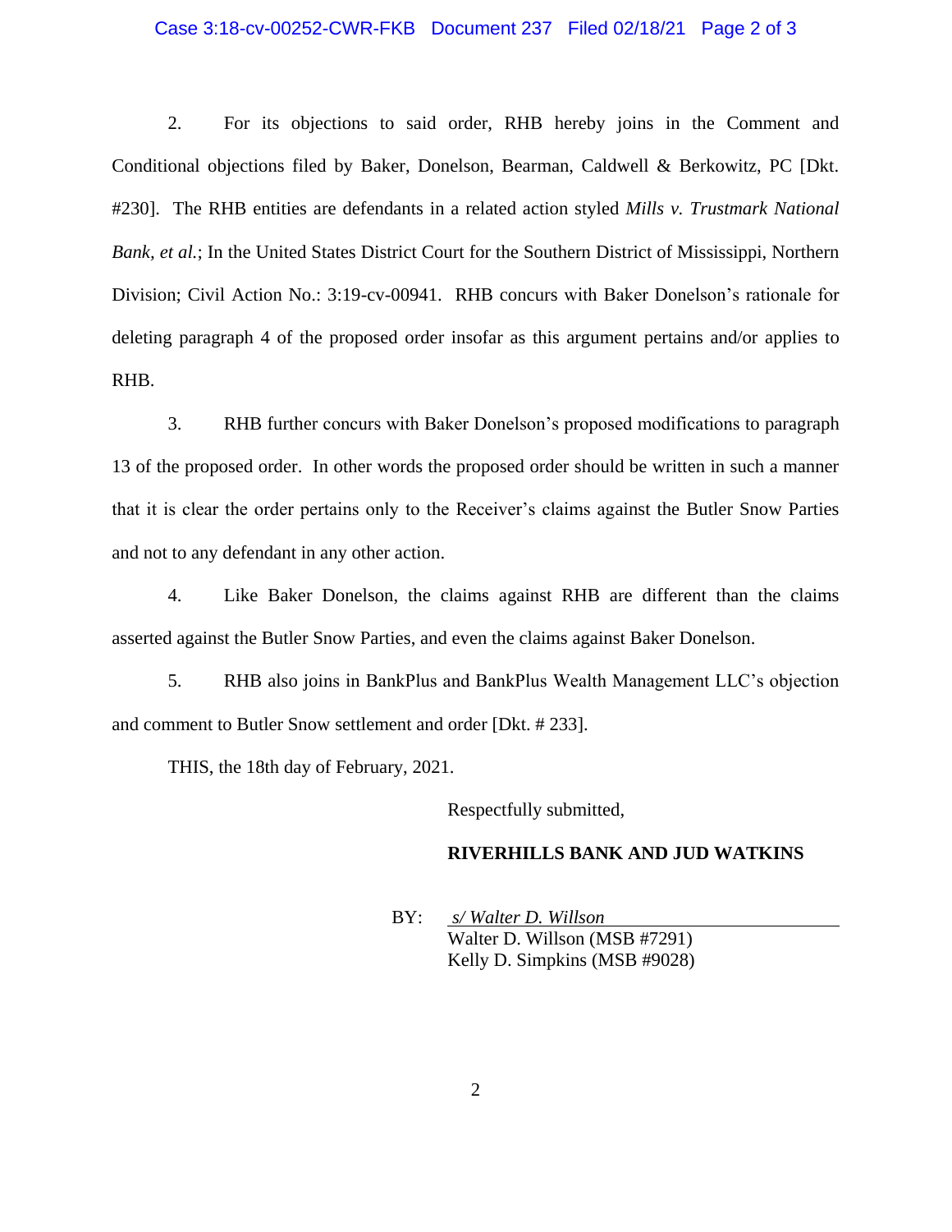2. For its objections to said order, RHB hereby joins in the Comment and Conditional objections filed by Baker, Donelson, Bearman, Caldwell & Berkowitz, PC [Dkt. #230]. The RHB entities are defendants in a related action styled *Mills v. Trustmark National Bank, et al.*; In the United States District Court for the Southern District of Mississippi, Northern Division; Civil Action No.: 3:19-cv-00941. RHB concurs with Baker Donelson's rationale for deleting paragraph 4 of the proposed order insofar as this argument pertains and/or applies to RHB.

3. RHB further concurs with Baker Donelson's proposed modifications to paragraph 13 of the proposed order. In other words the proposed order should be written in such a manner that it is clear the order pertains only to the Receiver's claims against the Butler Snow Parties and not to any defendant in any other action.

4. Like Baker Donelson, the claims against RHB are different than the claims asserted against the Butler Snow Parties, and even the claims against Baker Donelson.

5. RHB also joins in BankPlus and BankPlus Wealth Management LLC's objection and comment to Butler Snow settlement and order [Dkt. # 233].

THIS, the 18th day of February, 2021.

Respectfully submitted,

**RIVERHILLS BANK AND JUD WATKINS**

BY: *s/ Walter D. Willson*
Walter D. Willson (MSB #7291)
Kelly D. Simpkins (MSB #9028)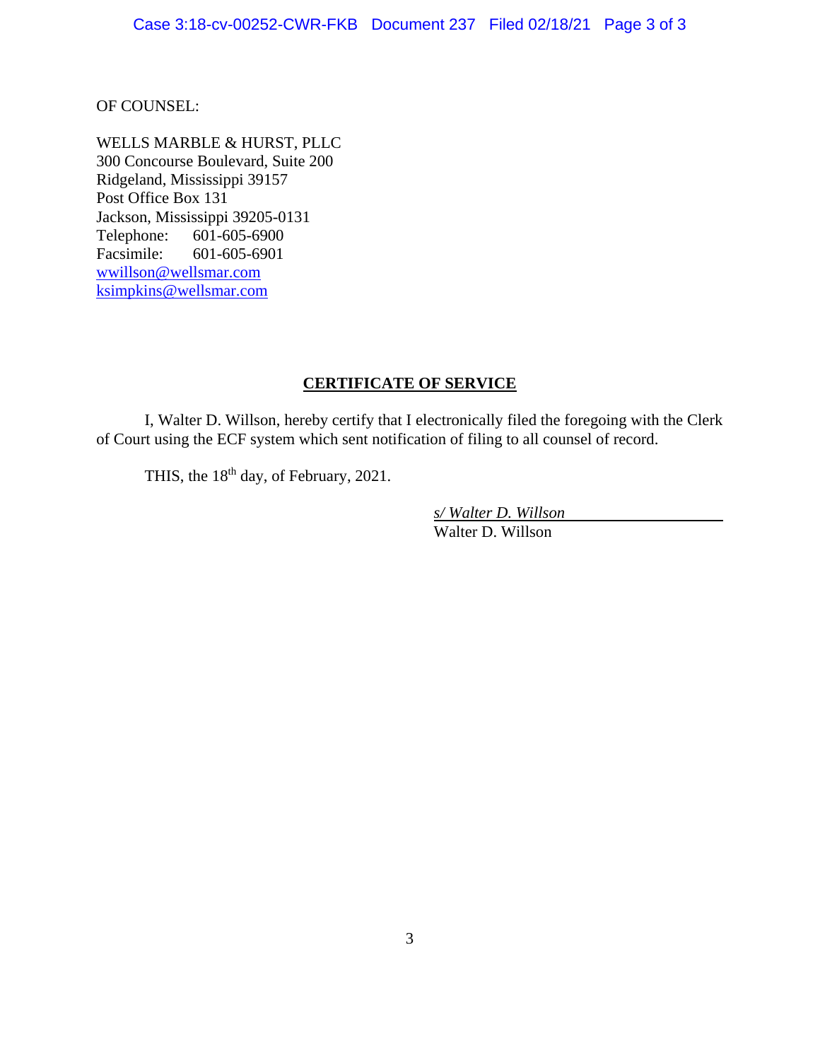OF COUNSEL:

WELLS MARBLE & HURST, PLLC
300 Concourse Boulevard, Suite 200
Ridgeland, Mississippi 39157
Post Office Box 131
Jackson, Mississippi 39205-0131
Telephone: 601-605-6900
Facsimile: 601-605-6901
wwillson@wellsmar.com
ksimpkins@wellsmar.com

## CERTIFICATE OF SERVICE

I, Walter D. Willson, hereby certify that I electronically filed the foregoing with the Clerk of Court using the ECF system which sent notification of filing to all counsel of record.

THIS, the 18th day, of February, 2021.

*s/ Walter D. Willson*
Walter D. Willson